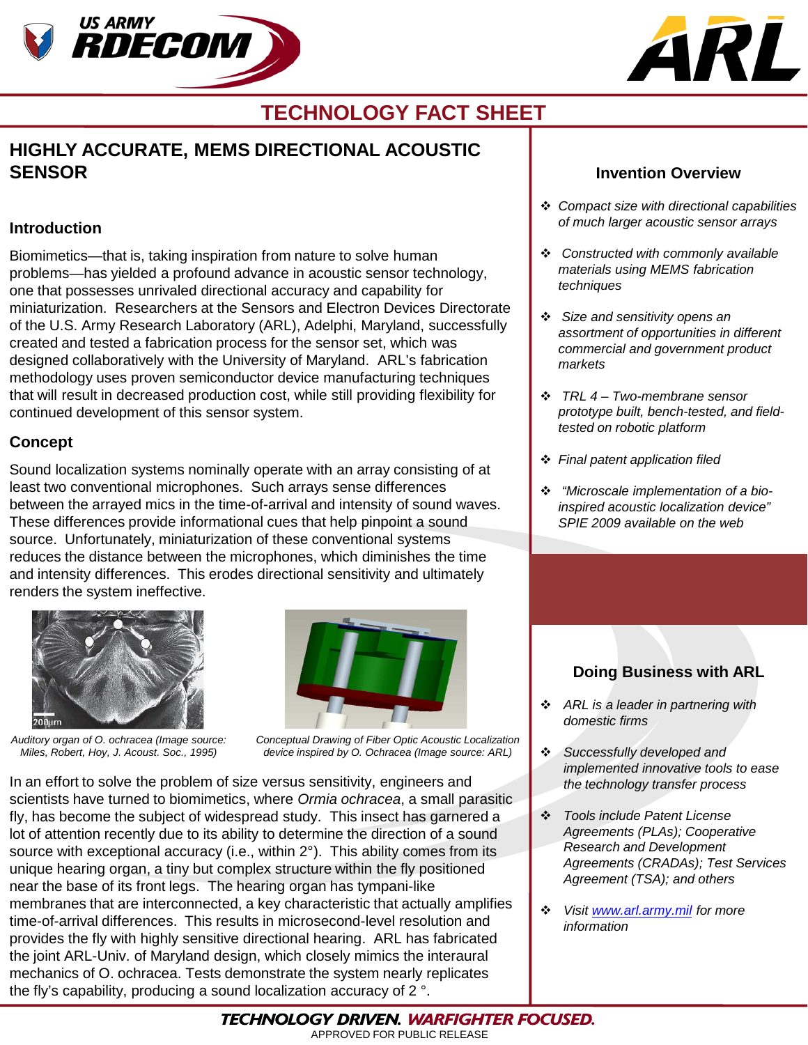# TECHNOLOGY FACT SHEET

## HIGHLY ACCURATE, MEMS DIRECTIONAL ACOUSTIC SENSOR

### Introduction

Biomimetics—that is, taking inspiration from nature to solve human problems—has yielded a profound advance in acoustic sensor technology, one that possesses unrivaled directional accuracy and capability for miniaturization. Researchers at the Sensors and Electron Devices Directorate of the U.S. Army Research Laboratory (ARL), Adelphi, Maryland, successfully created and tested a fabrication process for the sensor set, which was designed collaboratively with the University of Maryland. ARL's fabrication methodology uses proven semiconductor device manufacturing techniques that will result in decreased production cost, while still providing flexibility for continued development of this sensor system.

### Concept

Sound localization systems nominally operate with an array consisting of at least two conventional microphones. Such arrays sense differences between the arrayed mics in the time-of-arrival and intensity of sound waves. These differences provide informational cues that help pinpoint a sound source. Unfortunately, miniaturization of these conventional systems reduces the distance between the microphones, which diminishes the time and intensity differences. This erodes directional sensitivity and ultimately renders the system ineffective.

*Auditory organ of O. ochracea (Image source: Miles, Robert, Hoy, J. Acoust. Soc., 1995)*

*Conceptual Drawing of Fiber Optic Acoustic Localization device inspired by O. Ochracea (Image source: ARL)*

In an effort to solve the problem of size versus sensitivity, engineers and scientists have turned to biomimetics, where *Ormia ochracea*, a small parasitic fly, has become the subject of widespread study. This insect has garnered a lot of attention recently due to its ability to determine the direction of a sound source with exceptional accuracy (i.e., within 2°). This ability comes from its unique hearing organ, a tiny but complex structure within the fly positioned near the base of its front legs. The hearing organ has tympani-like membranes that are interconnected, a key characteristic that actually amplifies time-of-arrival differences. This results in microsecond-level resolution and provides the fly with highly sensitive directional hearing. ARL has fabricated the joint ARL-Univ. of Maryland design, which closely mimics the interaural mechanics of O. ochracea. Tests demonstrate the system nearly replicates the fly's capability, producing a sound localization accuracy of 2 °.

### Invention Overview

- *Compact size with directional capabilities of much larger acoustic sensor arrays*
- *Constructed with commonly available materials using MEMS fabrication techniques*
- *Size and sensitivity opens an assortment of opportunities in different commercial and government product markets*
- *TRL 4 – Two-membrane sensor prototype built, bench-tested, and field-tested on robotic platform*
- *Final patent application filed*
- *"Microscale implementation of a bio-inspired acoustic localization device" SPIE 2009 available on the web*

### Doing Business with ARL

- *ARL is a leader in partnering with domestic firms*
- *Successfully developed and implemented innovative tools to ease the technology transfer process*
- *Tools include Patent License Agreements (PLAs); Cooperative Research and Development Agreements (CRADAs); Test Services Agreement (TSA); and others*
- *Visit [www.arl.army.mil](http://www.arl.army.mil) for more information*

**TECHNOLOGY DRIVEN. WARFIGHTER FOCUSED.**

APPROVED FOR PUBLIC RELEASE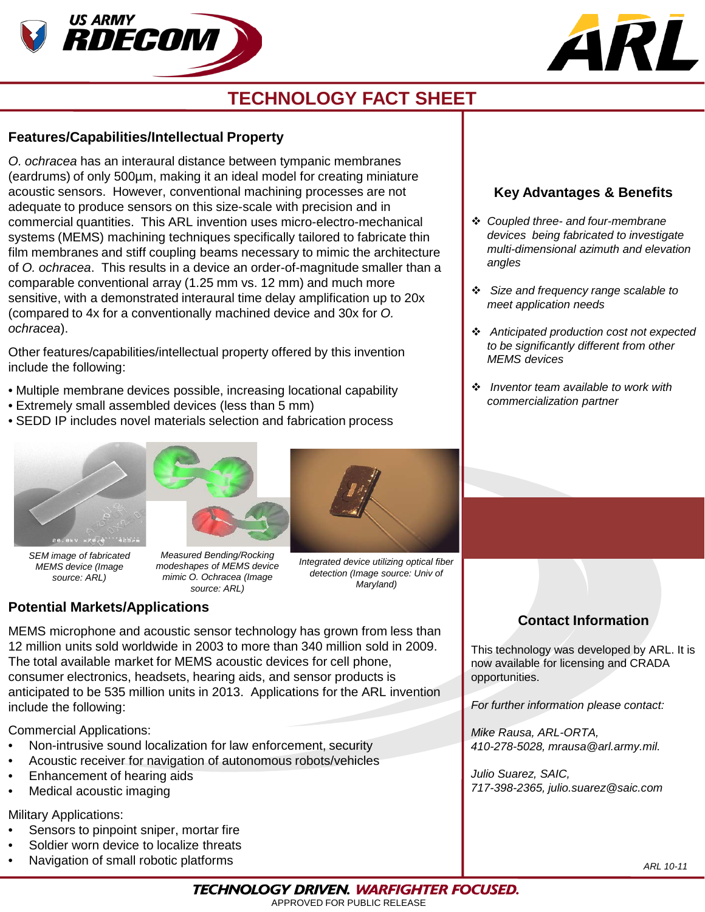# TECHNOLOGY FACT SHEET

## Features/Capabilities/Intellectual Property

*O. ochracea* has an interaural distance between tympanic membranes (eardrums) of only 500µm, making it an ideal model for creating miniature acoustic sensors. However, conventional machining processes are not adequate to produce sensors on this size-scale with precision and in commercial quantities. This ARL invention uses micro-electro-mechanical systems (MEMS) machining techniques specifically tailored to fabricate thin film membranes and stiff coupling beams necessary to mimic the architecture of *O. ochracea*. This results in a device an order-of-magnitude smaller than a comparable conventional array (1.25 mm vs. 12 mm) and much more sensitive, with a demonstrated interaural time delay amplification up to 20x (compared to 4x for a conventionally machined device and 30x for *O. ochracea*).

Other features/capabilities/intellectual property offered by this invention include the following:

- Multiple membrane devices possible, increasing locational capability
- Extremely small assembled devices (less than 5 mm)
- SEDD IP includes novel materials selection and fabrication process

*SEM image of fabricated MEMS device (Image source: ARL)*

*Measured Bending/Rocking modeshapes of MEMS device mimic O. Ochracea (Image source: ARL)*

*Integrated device utilizing optical fiber detection (Image source: Univ of Maryland)*

## Potential Markets/Applications

MEMS microphone and acoustic sensor technology has grown from less than 12 million units sold worldwide in 2003 to more than 340 million sold in 2009. The total available market for MEMS acoustic devices for cell phone, consumer electronics, headsets, hearing aids, and sensor products is anticipated to be 535 million units in 2013. Applications for the ARL invention include the following:

Commercial Applications:

- Non-intrusive sound localization for law enforcement, security
- Acoustic receiver for navigation of autonomous robots/vehicles
- Enhancement of hearing aids
- Medical acoustic imaging

Military Applications:

- Sensors to pinpoint sniper, mortar fire
- Soldier worn device to localize threats
- Navigation of small robotic platforms

## Key Advantages & Benefits

- *Coupled three- and four-membrane devices being fabricated to investigate multi-dimensional azimuth and elevation angles*
- *Size and frequency range scalable to meet application needs*
- *Anticipated production cost not expected to be significantly different from other MEMS devices*
- *Inventor team available to work with commercialization partner*

## Contact Information

This technology was developed by ARL. It is now available for licensing and CRADA opportunities.

*For further information please contact:*

*Mike Rausa, ARL-ORTA,*
*410-278-5028, mrausa@arl.army.mil.*

*Julio Suarez, SAIC,*
*717-398-2365, julio.suarez@saic.com*

*ARL 10-11*

**TECHNOLOGY DRIVEN. WARFIGHTER FOCUSED.**

APPROVED FOR PUBLIC RELEASE